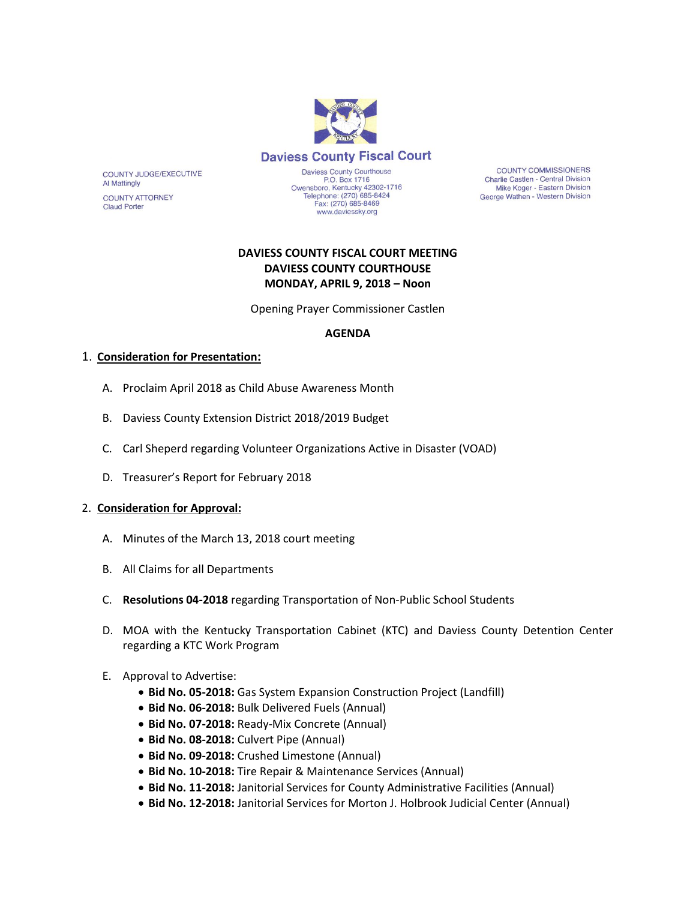Daviess County Fiscal Court

COUNTY JUDGE/EXECUTIVE
Al Mattingly

COUNTY ATTORNEY
Claud Porter

Daviess County Courthouse
P.O. Box 1716
Owensboro, Kentucky 42302-1716
Telephone: (270) 685-8424
Fax: (270) 685-8469
www.daviessky.org

COUNTY COMMISSIONERS
Charlie Castlen - Central Division
Mike Koger - Eastern Division
George Wathen - Western Division

**DAVIESS COUNTY FISCAL COURT MEETING**
**DAVIESS COUNTY COURTHOUSE**
**MONDAY, APRIL 9, 2018 – Noon**

Opening Prayer Commissioner Castlen

**AGENDA**

1. **Consideration for Presentation:**

   A. Proclaim April 2018 as Child Abuse Awareness Month

   B. Daviess County Extension District 2018/2019 Budget

   C. Carl Sheperd regarding Volunteer Organizations Active in Disaster (VOAD)

   D. Treasurer's Report for February 2018

2. **Consideration for Approval:**

   A. Minutes of the March 13, 2018 court meeting

   B. All Claims for all Departments

   C. **Resolutions 04-2018** regarding Transportation of Non-Public School Students

   D. MOA with the Kentucky Transportation Cabinet (KTC) and Daviess County Detention Center regarding a KTC Work Program

   E. Approval to Advertise:
      - **Bid No. 05-2018:** Gas System Expansion Construction Project (Landfill)
      - **Bid No. 06-2018:** Bulk Delivered Fuels (Annual)
      - **Bid No. 07-2018:** Ready-Mix Concrete (Annual)
      - **Bid No. 08-2018:** Culvert Pipe (Annual)
      - **Bid No. 09-2018:** Crushed Limestone (Annual)
      - **Bid No. 10-2018:** Tire Repair & Maintenance Services (Annual)
      - **Bid No. 11-2018:** Janitorial Services for County Administrative Facilities (Annual)
      - **Bid No. 12-2018:** Janitorial Services for Morton J. Holbrook Judicial Center (Annual)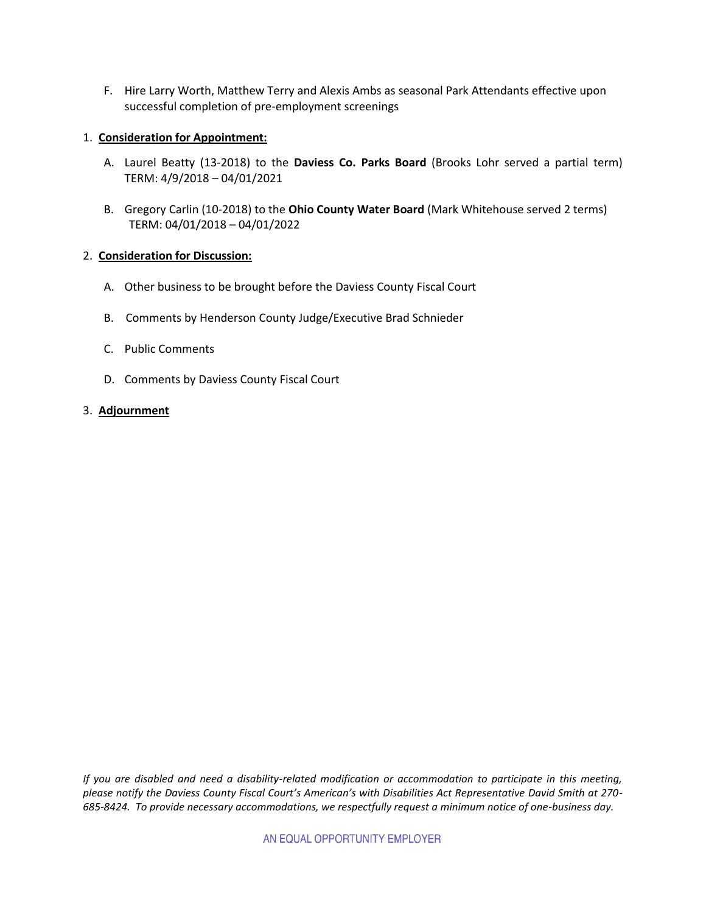F. Hire Larry Worth, Matthew Terry and Alexis Ambs as seasonal Park Attendants effective upon successful completion of pre-employment screenings

1. **Consideration for Appointment:**

   A. Laurel Beatty (13-2018) to the **Daviess Co. Parks Board** (Brooks Lohr served a partial term) TERM: 4/9/2018 – 04/01/2021

   B. Gregory Carlin (10-2018) to the **Ohio County Water Board** (Mark Whitehouse served 2 terms) TERM: 04/01/2018 – 04/01/2022

2. **Consideration for Discussion:**

   A. Other business to be brought before the Daviess County Fiscal Court

   B. Comments by Henderson County Judge/Executive Brad Schnieder

   C. Public Comments

   D. Comments by Daviess County Fiscal Court

3. **Adjournment**

*If you are disabled and need a disability-related modification or accommodation to participate in this meeting, please notify the Daviess County Fiscal Court's American's with Disabilities Act Representative David Smith at 270-685-8424. To provide necessary accommodations, we respectfully request a minimum notice of one-business day.*

AN EQUAL OPPORTUNITY EMPLOYER